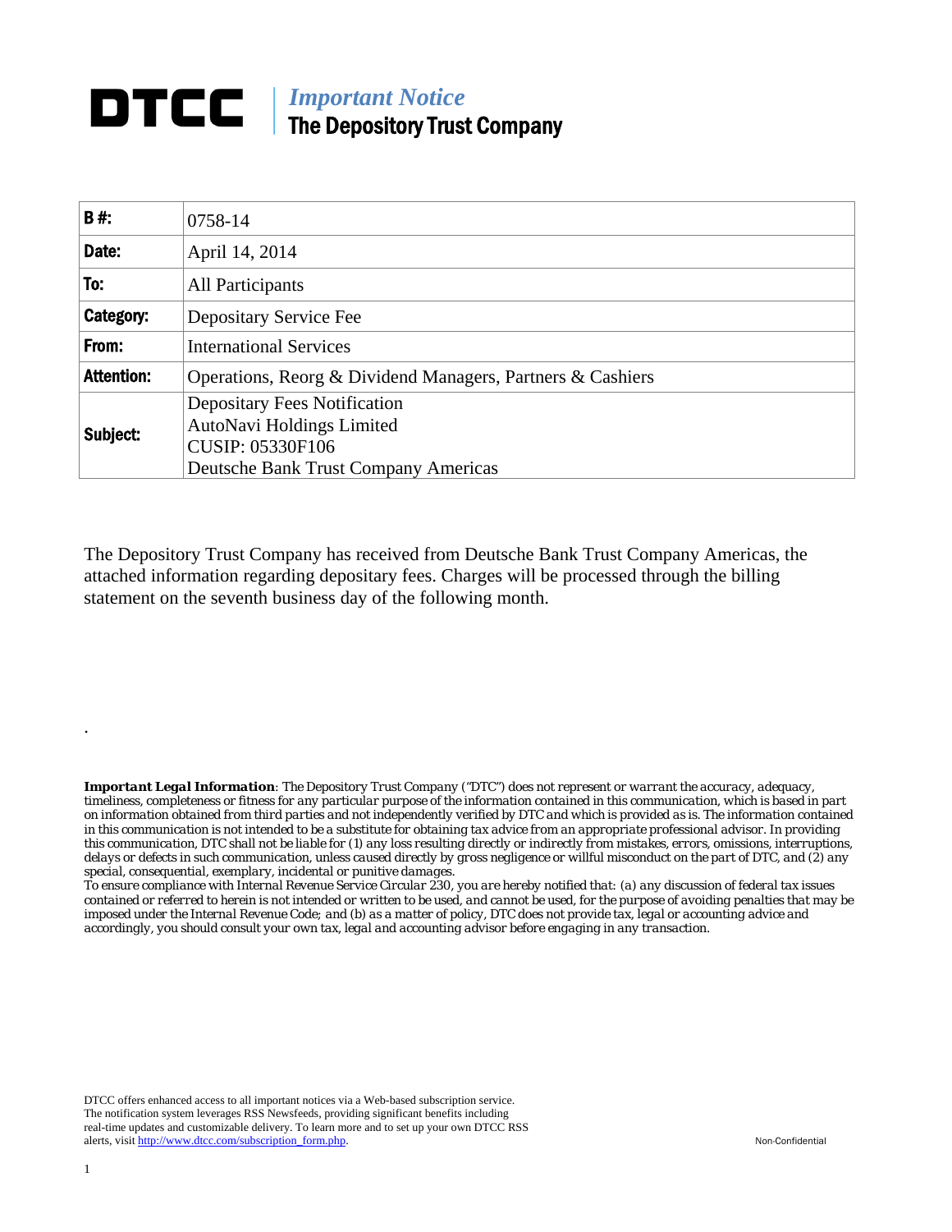# DTCC

## *Important Notice*
## The Depository Trust Company

| **B #:** | 0758-14 |
|---|---|
| **Date:** | April 14, 2014 |
| **To:** | All Participants |
| **Category:** | Depositary Service Fee |
| **From:** | International Services |
| **Attention:** | Operations, Reorg & Dividend Managers, Partners & Cashiers |
| **Subject:** | Depositary Fees Notification<br>AutoNavi Holdings Limited<br>CUSIP: 05330F106<br>Deutsche Bank Trust Company Americas |

The Depository Trust Company has received from Deutsche Bank Trust Company Americas, the attached information regarding depositary fees. Charges will be processed through the billing statement on the seventh business day of the following month.

.

***Important Legal Information****: The Depository Trust Company ("DTC") does not represent or warrant the accuracy, adequacy, timeliness, completeness or fitness for any particular purpose of the information contained in this communication, which is based in part on information obtained from third parties and not independently verified by DTC and which is provided as is. The information contained in this communication is not intended to be a substitute for obtaining tax advice from an appropriate professional advisor. In providing this communication, DTC shall not be liable for (1) any loss resulting directly or indirectly from mistakes, errors, omissions, interruptions, delays or defects in such communication, unless caused directly by gross negligence or willful misconduct on the part of DTC, and (2) any special, consequential, exemplary, incidental or punitive damages.*

*To ensure compliance with Internal Revenue Service Circular 230, you are hereby notified that: (a) any discussion of federal tax issues contained or referred to herein is not intended or written to be used, and cannot be used, for the purpose of avoiding penalties that may be imposed under the Internal Revenue Code; and (b) as a matter of policy, DTC does not provide tax, legal or accounting advice and accordingly, you should consult your own tax, legal and accounting advisor before engaging in any transaction.*

DTCC offers enhanced access to all important notices via a Web-based subscription service. The notification system leverages RSS Newsfeeds, providing significant benefits including real-time updates and customizable delivery. To learn more and to set up your own DTCC RSS alerts, visit http://www.dtcc.com/subscription_form.php.

Non-Confidential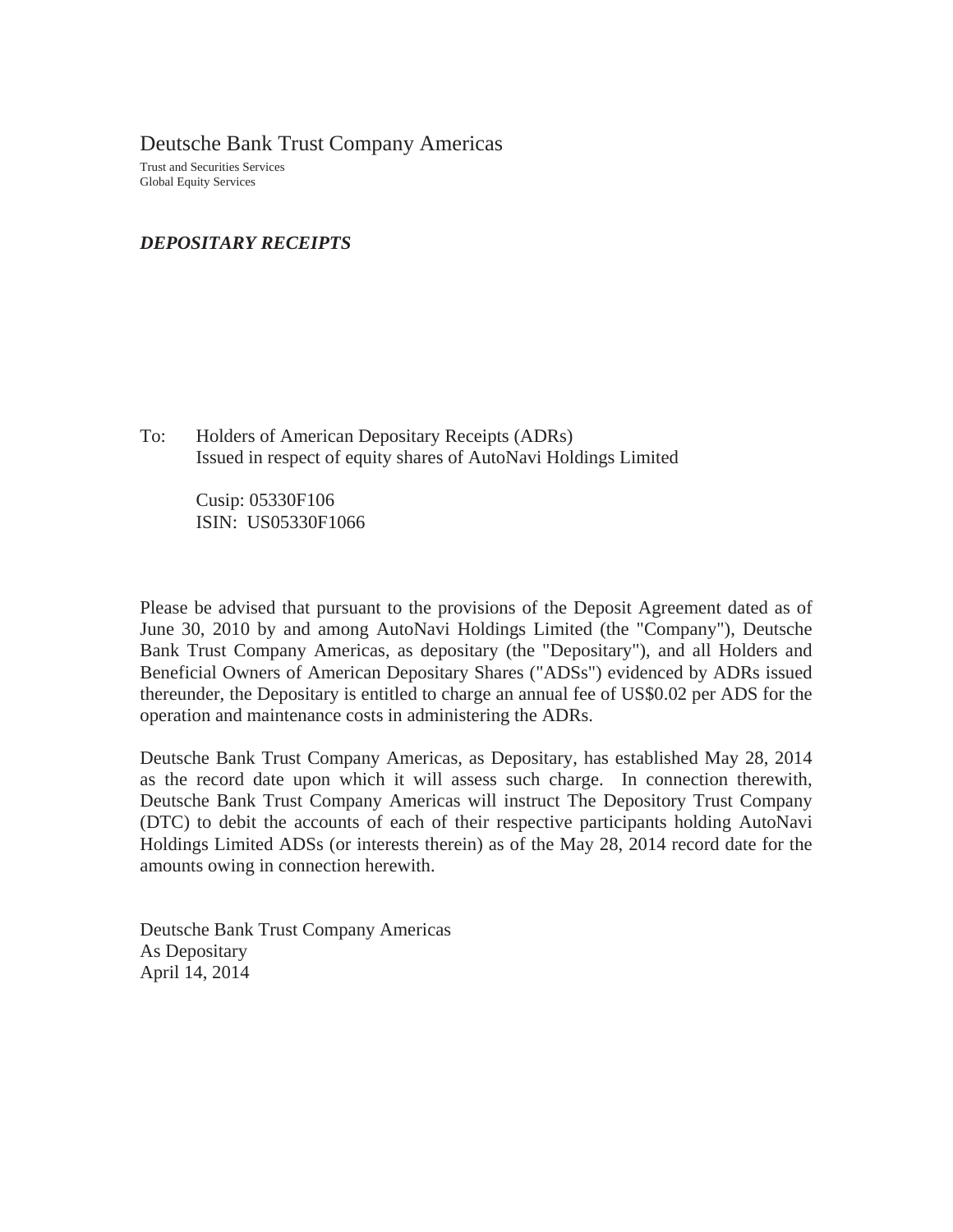# Deutsche Bank Trust Company Americas

Trust and Securities Services
Global Equity Services

***DEPOSITARY RECEIPTS***

To: Holders of American Depositary Receipts (ADRs)
Issued in respect of equity shares of AutoNavi Holdings Limited

Cusip: 05330F106
ISIN: US05330F1066

Please be advised that pursuant to the provisions of the Deposit Agreement dated as of June 30, 2010 by and among AutoNavi Holdings Limited (the "Company"), Deutsche Bank Trust Company Americas, as depositary (the "Depositary"), and all Holders and Beneficial Owners of American Depositary Shares ("ADSs") evidenced by ADRs issued thereunder, the Depositary is entitled to charge an annual fee of US$0.02 per ADS for the operation and maintenance costs in administering the ADRs.

Deutsche Bank Trust Company Americas, as Depositary, has established May 28, 2014 as the record date upon which it will assess such charge. In connection therewith, Deutsche Bank Trust Company Americas will instruct The Depository Trust Company (DTC) to debit the accounts of each of their respective participants holding AutoNavi Holdings Limited ADSs (or interests therein) as of the May 28, 2014 record date for the amounts owing in connection herewith.

Deutsche Bank Trust Company Americas
As Depositary
April 14, 2014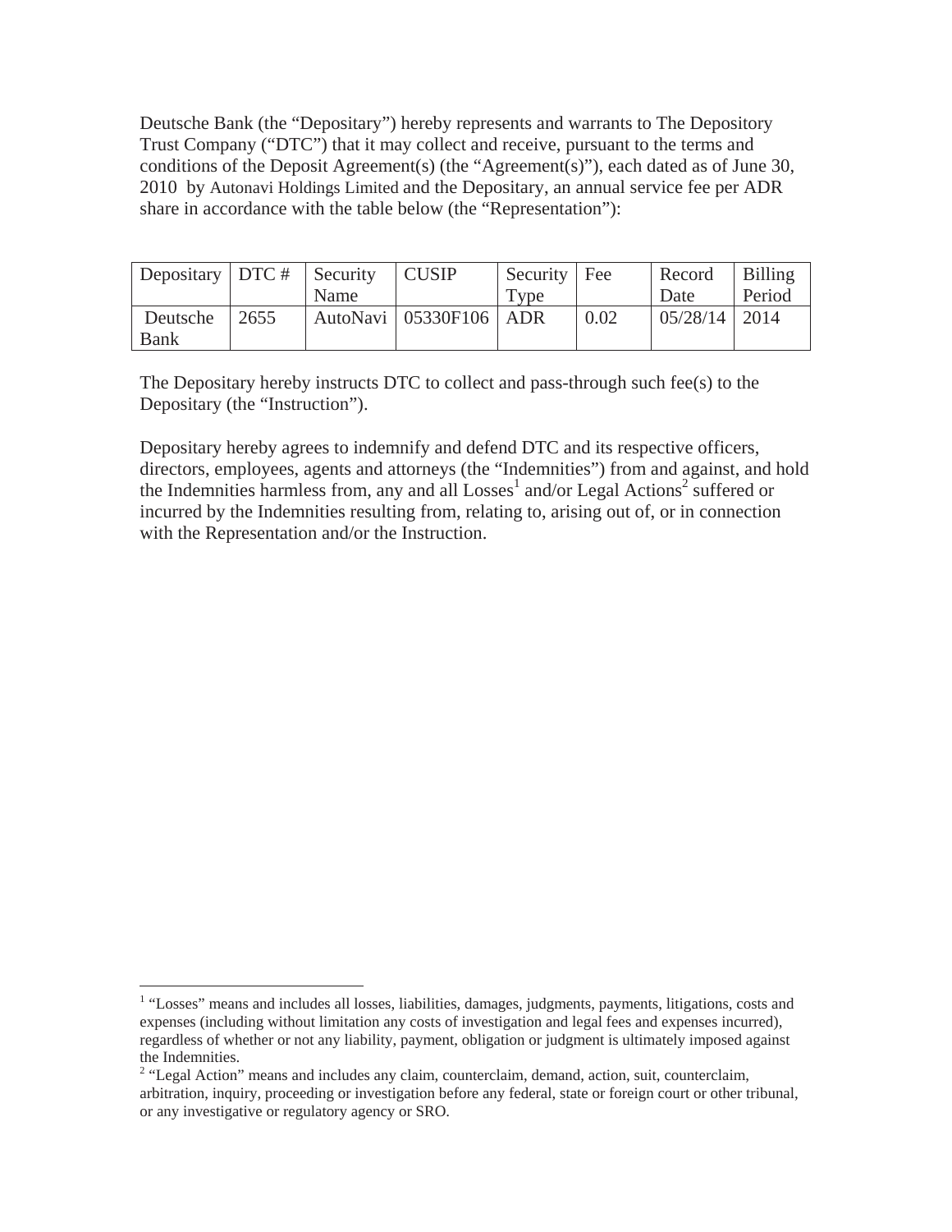Deutsche Bank (the "Depositary") hereby represents and warrants to The Depository Trust Company ("DTC") that it may collect and receive, pursuant to the terms and conditions of the Deposit Agreement(s) (the "Agreement(s)"), each dated as of June 30, 2010 by Autonavi Holdings Limited and the Depositary, an annual service fee per ADR share in accordance with the table below (the "Representation"):

| Depositary | DTC # | Security Name | CUSIP | Security Type | Fee | Record Date | Billing Period |
|---|---|---|---|---|---|---|---|
| Deutsche Bank | 2655 | AutoNavi | 05330F106 | ADR | 0.02 | 05/28/14 | 2014 |

The Depositary hereby instructs DTC to collect and pass-through such fee(s) to the Depositary (the "Instruction").

Depositary hereby agrees to indemnify and defend DTC and its respective officers, directors, employees, agents and attorneys (the "Indemnities") from and against, and hold the Indemnities harmless from, any and all Losses[1] and/or Legal Actions[2] suffered or incurred by the Indemnities resulting from, relating to, arising out of, or in connection with the Representation and/or the Instruction.

---

[1] "Losses" means and includes all losses, liabilities, damages, judgments, payments, litigations, costs and expenses (including without limitation any costs of investigation and legal fees and expenses incurred), regardless of whether or not any liability, payment, obligation or judgment is ultimately imposed against the Indemnities.

[2] "Legal Action" means and includes any claim, counterclaim, demand, action, suit, counterclaim, arbitration, inquiry, proceeding or investigation before any federal, state or foreign court or other tribunal, or any investigative or regulatory agency or SRO.